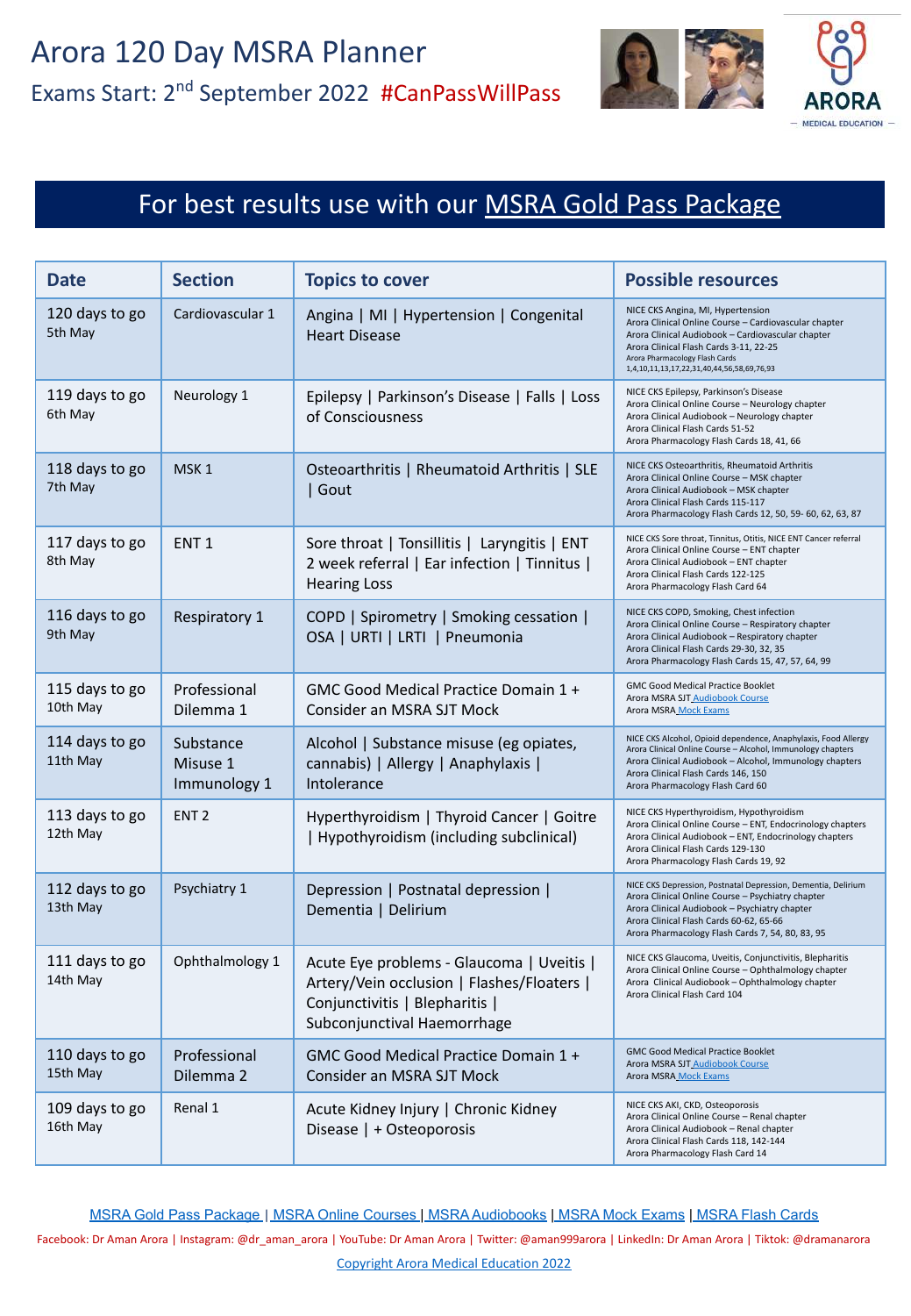# Arora 120 Day MSRA Planner

## Exams Start: 2nd September 2022 #CanPassWillPass

ARORA MEDICAL EDUCATION

**For best results use with our MSRA Gold Pass Package**

| Date | Section | Topics to cover | Possible resources |
|---|---|---|---|
| 120 days to go<br>5th May | Cardiovascular 1 | Angina \| MI \| Hypertension \| Congenital Heart Disease | NICE CKS Angina, MI, Hypertension<br>Arora Clinical Online Course – Cardiovascular chapter<br>Arora Clinical Audiobook – Cardiovascular chapter<br>Arora Clinical Flash Cards 3-11, 22-25<br>Arora Pharmacology Flash Cards 1,4,10,11,13,17,22,31,40,44,56,58,69,76,93 |
| 119 days to go<br>6th May | Neurology 1 | Epilepsy \| Parkinson's Disease \| Falls \| Loss of Consciousness | NICE CKS Epilepsy, Parkinson's Disease<br>Arora Clinical Online Course – Neurology chapter<br>Arora Clinical Audiobook – Neurology chapter<br>Arora Clinical Flash Cards 51-52<br>Arora Pharmacology Flash Cards 18, 41, 66 |
| 118 days to go<br>7th May | MSK 1 | Osteoarthritis \| Rheumatoid Arthritis \| SLE \| Gout | NICE CKS Osteoarthritis, Rheumatoid Arthritis<br>Arora Clinical Online Course – MSK chapter<br>Arora Clinical Audiobook – MSK chapter<br>Arora Clinical Flash Cards 115-117<br>Arora Pharmacology Flash Cards 12, 50, 59- 60, 62, 63, 87 |
| 117 days to go<br>8th May | ENT 1 | Sore throat \| Tonsillitis \| Laryngitis \| ENT 2 week referral \| Ear infection \| Tinnitus \| Hearing Loss | NICE CKS Sore throat, Tinnitus, Otitis, NICE ENT Cancer referral<br>Arora Clinical Online Course – ENT chapter<br>Arora Clinical Audiobook – ENT chapter<br>Arora Clinical Flash Cards 122-125<br>Arora Pharmacology Flash Card 64 |
| 116 days to go<br>9th May | Respiratory 1 | COPD \| Spirometry \| Smoking cessation \| OSA \| URTI \| LRTI \| Pneumonia | NICE CKS COPD, Smoking, Chest infection<br>Arora Clinical Online Course – Respiratory chapter<br>Arora Clinical Audiobook – Respiratory chapter<br>Arora Clinical Flash Cards 29-30, 32, 35<br>Arora Pharmacology Flash Cards 15, 47, 57, 64, 99 |
| 115 days to go<br>10th May | Professional Dilemma 1 | GMC Good Medical Practice Domain 1 + Consider an MSRA SJT Mock | GMC Good Medical Practice Booklet<br>Arora MSRA SJT Audiobook Course<br>Arora MSRA Mock Exams |
| 114 days to go<br>11th May | Substance Misuse 1<br>Immunology 1 | Alcohol \| Substance misuse (eg opiates, cannabis) \| Allergy \| Anaphylaxis \| Intolerance | NICE CKS Alcohol, Opioid dependence, Anaphylaxis, Food Allergy<br>Arora Clinical Online Course – Alcohol, Immunology chapters<br>Arora Clinical Audiobook – Alcohol, Immunology chapters<br>Arora Clinical Flash Cards 146, 150<br>Arora Pharmacology Flash Card 60 |
| 113 days to go<br>12th May | ENT 2 | Hyperthyroidism \| Thyroid Cancer \| Goitre \| Hypothyroidism (including subclinical) | NICE CKS Hyperthyroidism, Hypothyroidism<br>Arora Clinical Online Course – ENT, Endocrinology chapters<br>Arora Clinical Audiobook – ENT, Endocrinology chapters<br>Arora Clinical Flash Cards 129-130<br>Arora Pharmacology Flash Cards 19, 92 |
| 112 days to go<br>13th May | Psychiatry 1 | Depression \| Postnatal depression \| Dementia \| Delirium | NICE CKS Depression, Postnatal Depression, Dementia, Delirium<br>Arora Clinical Online Course – Psychiatry chapter<br>Arora Clinical Audiobook – Psychiatry chapter<br>Arora Clinical Flash Cards 60-62, 65-66<br>Arora Pharmacology Flash Cards 7, 54, 80, 83, 95 |
| 111 days to go<br>14th May | Ophthalmology 1 | Acute Eye problems - Glaucoma \| Uveitis \| Artery/Vein occlusion \| Flashes/Floaters \| Conjunctivitis \| Blepharitis \| Subconjunctival Haemorrhage | NICE CKS Glaucoma, Uveitis, Conjunctivitis, Blepharitis<br>Arora Clinical Online Course – Ophthalmology chapter<br>Arora Clinical Audiobook – Ophthalmology chapter<br>Arora Clinical Flash Card 104 |
| 110 days to go<br>15th May | Professional Dilemma 2 | GMC Good Medical Practice Domain 1 + Consider an MSRA SJT Mock | GMC Good Medical Practice Booklet<br>Arora MSRA SJT Audiobook Course<br>Arora MSRA Mock Exams |
| 109 days to go<br>16th May | Renal 1 | Acute Kidney Injury \| Chronic Kidney Disease \| + Osteoporosis | NICE CKS AKI, CKD, Osteoporosis<br>Arora Clinical Online Course – Renal chapter<br>Arora Clinical Audiobook – Renal chapter<br>Arora Clinical Flash Cards 118, 142-144<br>Arora Pharmacology Flash Card 14 |

MSRA Gold Pass Package | MSRA Online Courses | MSRA Audiobooks | MSRA Mock Exams | MSRA Flash Cards

Facebook: Dr Aman Arora | Instagram: @dr_aman_arora | YouTube: Dr Aman Arora | Twitter: @aman999arora | LinkedIn: Dr Aman Arora | Tiktok: @dramanarora

Copyright Arora Medical Education 2022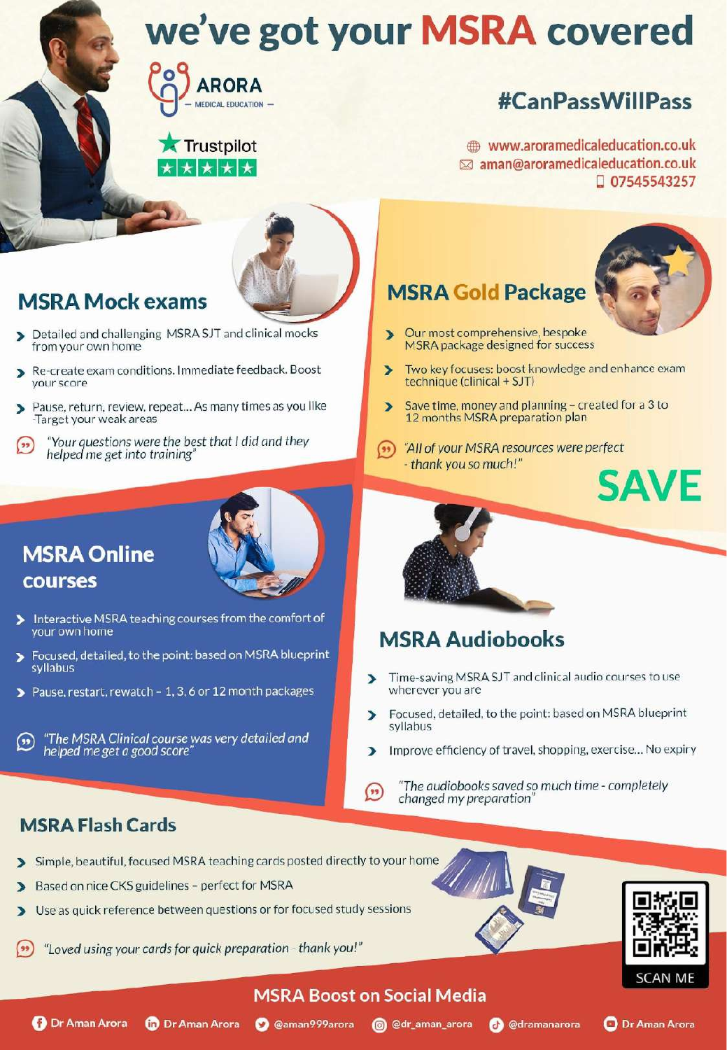# we've got your MSRA covered

ARORA — MEDICAL EDUCATION —

Trustpilot ★★★★★

#CanPassWillPass

www.aroramedicaleducation.co.uk
aman@aroramedicaleducation.co.uk
07545543257

## MSRA Mock exams

- Detailed and challenging MSRA SJT and clinical mocks from your own home
- Re-create exam conditions. Immediate feedback. Boost your score
- Pause, return, review, repeat... As many times as you like -Target your weak areas

*"Your questions were the best that I did and they helped me get into training"*

## MSRA Gold Package

- Our most comprehensive, bespoke MSRA package designed for success
- Two key focuses: boost knowledge and enhance exam technique (clinical + SJT)
- Save time, money and planning – created for a 3 to 12 months MSRA preparation plan

*"All of your MSRA resources were perfect - thank you so much!"*

**SAVE**

## MSRA Online courses

- Interactive MSRA teaching courses from the comfort of your own home
- Focused, detailed, to the point: based on MSRA blueprint syllabus
- Pause, restart, rewatch – 1, 3, 6 or 12 month packages

*"The MSRA Clinical course was very detailed and helped me get a good score"*

## MSRA Audiobooks

- Time-saving MSRA SJT and clinical audio courses to use wherever you are
- Focused, detailed, to the point: based on MSRA blueprint syllabus
- Improve efficiency of travel, shopping, exercise... No expiry

*"The audiobooks saved so much time - completely changed my preparation"*

## MSRA Flash Cards

- Simple, beautiful, focused MSRA teaching cards posted directly to your home
- Based on nice CKS guidelines – perfect for MSRA
- Use as quick reference between questions or for focused study sessions

*"Loved using your cards for quick preparation - thank you!"*

SCAN ME

### MSRA Boost on Social Media

Dr Aman Arora | Dr Aman Arora | @aman999arora | @dr_aman_arora | @dramanarora | Dr Aman Arora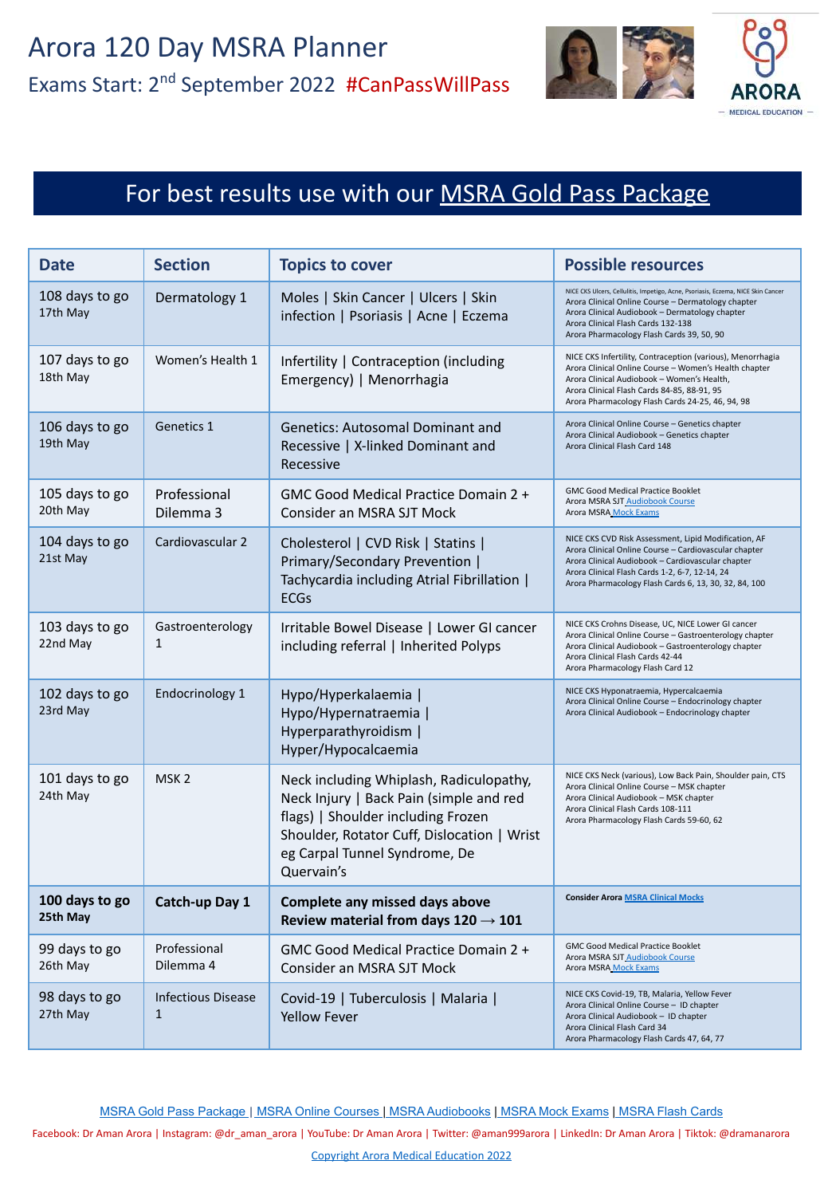# Arora 120 Day MSRA Planner

## Exams Start: 2nd September 2022 #CanPassWillPass

ARORA MEDICAL EDUCATION

## For best results use with our MSRA Gold Pass Package

| Date | Section | Topics to cover | Possible resources |
|---|---|---|---|
| 108 days to go<br>17th May | Dermatology 1 | Moles \| Skin Cancer \| Ulcers \| Skin infection \| Psoriasis \| Acne \| Eczema | NICE CKS Ulcers, Cellulitis, Impetigo, Acne, Psoriasis, Eczema, NICE Skin Cancer<br>Arora Clinical Online Course – Dermatology chapter<br>Arora Clinical Audiobook – Dermatology chapter<br>Arora Clinical Flash Cards 132-138<br>Arora Pharmacology Flash Cards 39, 50, 90 |
| 107 days to go<br>18th May | Women's Health 1 | Infertility \| Contraception (including Emergency) \| Menorrhagia | NICE CKS Infertility, Contraception (various), Menorrhagia<br>Arora Clinical Online Course – Women's Health chapter<br>Arora Clinical Audiobook – Women's Health,<br>Arora Clinical Flash Cards 84-85, 88-91, 95<br>Arora Pharmacology Flash Cards 24-25, 46, 94, 98 |
| 106 days to go<br>19th May | Genetics 1 | Genetics: Autosomal Dominant and Recessive \| X-linked Dominant and Recessive | Arora Clinical Online Course – Genetics chapter<br>Arora Clinical Audiobook – Genetics chapter<br>Arora Clinical Flash Card 148 |
| 105 days to go<br>20th May | Professional Dilemma 3 | GMC Good Medical Practice Domain 2 + Consider an MSRA SJT Mock | GMC Good Medical Practice Booklet<br>Arora MSRA SJT Audiobook Course<br>Arora MSRA Mock Exams |
| 104 days to go<br>21st May | Cardiovascular 2 | Cholesterol \| CVD Risk \| Statins \| Primary/Secondary Prevention \| Tachycardia including Atrial Fibrillation \| ECGs | NICE CKS CVD Risk Assessment, Lipid Modification, AF<br>Arora Clinical Online Course – Cardiovascular chapter<br>Arora Clinical Audiobook – Cardiovascular chapter<br>Arora Clinical Flash Cards 1-2, 6-7, 12-14, 24<br>Arora Pharmacology Flash Cards 6, 13, 30, 32, 84, 100 |
| 103 days to go<br>22nd May | Gastroenterology 1 | Irritable Bowel Disease \| Lower GI cancer including referral \| Inherited Polyps | NICE CKS Crohns Disease, UC, NICE Lower GI cancer<br>Arora Clinical Online Course – Gastroenterology chapter<br>Arora Clinical Audiobook – Gastroenterology chapter<br>Arora Clinical Flash Cards 42-44<br>Arora Pharmacology Flash Card 12 |
| 102 days to go<br>23rd May | Endocrinology 1 | Hypo/Hyperkalaemia \| Hypo/Hypernatraemia \| Hyperparathyroidism \| Hyper/Hypocalcaemia | NICE CKS Hyponatraemia, Hypercalcaemia<br>Arora Clinical Online Course – Endocrinology chapter<br>Arora Clinical Audiobook – Endocrinology chapter |
| 101 days to go<br>24th May | MSK 2 | Neck including Whiplash, Radiculopathy, Neck Injury \| Back Pain (simple and red flags) \| Shoulder including Frozen Shoulder, Rotator Cuff, Dislocation \| Wrist eg Carpal Tunnel Syndrome, De Quervain's | NICE CKS Neck (various), Low Back Pain, Shoulder pain, CTS<br>Arora Clinical Online Course – MSK chapter<br>Arora Clinical Audiobook – MSK chapter<br>Arora Clinical Flash Cards 108-111<br>Arora Pharmacology Flash Cards 59-60, 62 |
| **100 days to go<br>25th May** | **Catch-up Day 1** | **Complete any missed days above<br>Review material from days 120 → 101** | **Consider Arora MSRA Clinical Mocks** |
| 99 days to go<br>26th May | Professional Dilemma 4 | GMC Good Medical Practice Domain 2 + Consider an MSRA SJT Mock | GMC Good Medical Practice Booklet<br>Arora MSRA SJT Audiobook Course<br>Arora MSRA Mock Exams |
| 98 days to go<br>27th May | Infectious Disease 1 | Covid-19 \| Tuberculosis \| Malaria \| Yellow Fever | NICE CKS Covid-19, TB, Malaria, Yellow Fever<br>Arora Clinical Online Course – ID chapter<br>Arora Clinical Audiobook – ID chapter<br>Arora Clinical Flash Card 34<br>Arora Pharmacology Flash Cards 47, 64, 77 |

MSRA Gold Pass Package | MSRA Online Courses | MSRA Audiobooks | MSRA Mock Exams | MSRA Flash Cards

Facebook: Dr Aman Arora | Instagram: @dr_aman_arora | YouTube: Dr Aman Arora | Twitter: @aman999arora | LinkedIn: Dr Aman Arora | Tiktok: @dramanarora

Copyright Arora Medical Education 2022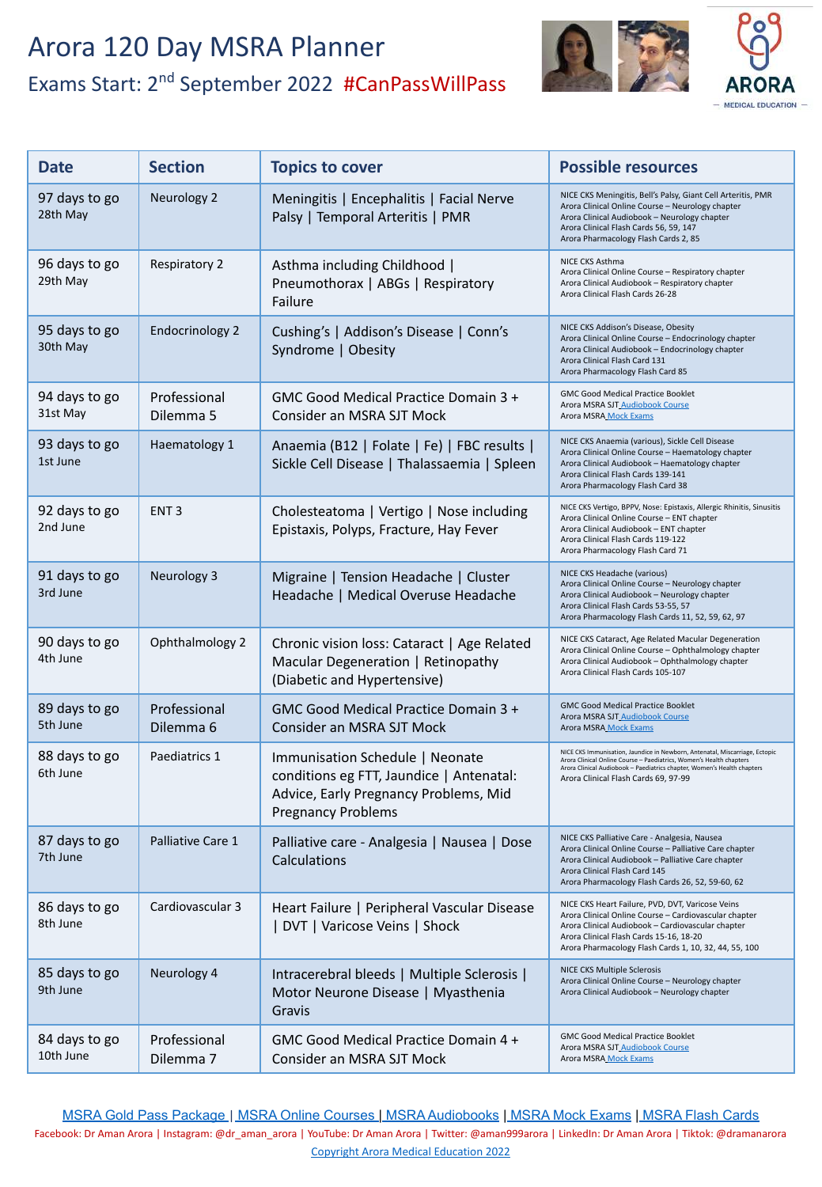# Arora 120 Day MSRA Planner

## Exams Start: 2nd September 2022 #CanPassWillPass

ARORA MEDICAL EDUCATION

| Date | Section | Topics to cover | Possible resources |
|---|---|---|---|
| 97 days to go 28th May | Neurology 2 | Meningitis \| Encephalitis \| Facial Nerve Palsy \| Temporal Arteritis \| PMR | NICE CKS Meningitis, Bell's Palsy, Giant Cell Arteritis, PMR<br>Arora Clinical Online Course – Neurology chapter<br>Arora Clinical Audiobook – Neurology chapter<br>Arora Clinical Flash Cards 56, 59, 147<br>Arora Pharmacology Flash Cards 2, 85 |
| 96 days to go 29th May | Respiratory 2 | Asthma including Childhood \| Pneumothorax \| ABGs \| Respiratory Failure | NICE CKS Asthma<br>Arora Clinical Online Course – Respiratory chapter<br>Arora Clinical Audiobook – Respiratory chapter<br>Arora Clinical Flash Cards 26-28 |
| 95 days to go 30th May | Endocrinology 2 | Cushing's \| Addison's Disease \| Conn's Syndrome \| Obesity | NICE CKS Addison's Disease, Obesity<br>Arora Clinical Online Course – Endocrinology chapter<br>Arora Clinical Audiobook – Endocrinology chapter<br>Arora Clinical Flash Card 131<br>Arora Pharmacology Flash Card 85 |
| 94 days to go 31st May | Professional Dilemma 5 | GMC Good Medical Practice Domain 3 + Consider an MSRA SJT Mock | GMC Good Medical Practice Booklet<br>Arora MSRA SJT Audiobook Course<br>Arora MSRA Mock Exams |
| 93 days to go 1st June | Haematology 1 | Anaemia (B12 \| Folate \| Fe) \| FBC results \| Sickle Cell Disease \| Thalassaemia \| Spleen | NICE CKS Anaemia (various), Sickle Cell Disease<br>Arora Clinical Online Course – Haematology chapter<br>Arora Clinical Audiobook – Haematology chapter<br>Arora Clinical Flash Cards 139-141<br>Arora Pharmacology Flash Card 38 |
| 92 days to go 2nd June | ENT 3 | Cholesteatoma \| Vertigo \| Nose including Epistaxis, Polyps, Fracture, Hay Fever | NICE CKS Vertigo, BPPV, Nose: Epistaxis, Allergic Rhinitis, Sinusitis<br>Arora Clinical Online Course – ENT chapter<br>Arora Clinical Audiobook – ENT chapter<br>Arora Clinical Flash Cards 119-122<br>Arora Pharmacology Flash Card 71 |
| 91 days to go 3rd June | Neurology 3 | Migraine \| Tension Headache \| Cluster Headache \| Medical Overuse Headache | NICE CKS Headache (various)<br>Arora Clinical Online Course – Neurology chapter<br>Arora Clinical Audiobook – Neurology chapter<br>Arora Clinical Flash Cards 53-55, 57<br>Arora Pharmacology Flash Cards 11, 52, 59, 62, 97 |
| 90 days to go 4th June | Ophthalmology 2 | Chronic vision loss: Cataract \| Age Related Macular Degeneration \| Retinopathy (Diabetic and Hypertensive) | NICE CKS Cataract, Age Related Macular Degeneration<br>Arora Clinical Online Course – Ophthalmology chapter<br>Arora Clinical Audiobook – Ophthalmology chapter<br>Arora Clinical Flash Cards 105-107 |
| 89 days to go 5th June | Professional Dilemma 6 | GMC Good Medical Practice Domain 3 + Consider an MSRA SJT Mock | GMC Good Medical Practice Booklet<br>Arora MSRA SJT Audiobook Course<br>Arora MSRA Mock Exams |
| 88 days to go 6th June | Paediatrics 1 | Immunisation Schedule \| Neonate conditions eg FTT, Jaundice \| Antenatal: Advice, Early Pregnancy Problems, Mid Pregnancy Problems | NICE CKS Immunisation, Jaundice in Newborn, Antenatal, Miscarriage, Ectopic<br>Arora Clinical Online Course – Paediatrics, Women's Health chapters<br>Arora Clinical Audiobook – Paediatrics chapter, Women's Health chapters<br>Arora Clinical Flash Cards 69, 97-99 |
| 87 days to go 7th June | Palliative Care 1 | Palliative care - Analgesia \| Nausea \| Dose Calculations | NICE CKS Palliative Care - Analgesia, Nausea<br>Arora Clinical Online Course – Palliative Care chapter<br>Arora Clinical Audiobook – Palliative Care chapter<br>Arora Clinical Flash Card 145<br>Arora Pharmacology Flash Cards 26, 52, 59-60, 62 |
| 86 days to go 8th June | Cardiovascular 3 | Heart Failure \| Peripheral Vascular Disease \| DVT \| Varicose Veins \| Shock | NICE CKS Heart Failure, PVD, DVT, Varicose Veins<br>Arora Clinical Online Course – Cardiovascular chapter<br>Arora Clinical Audiobook – Cardiovascular chapter<br>Arora Clinical Flash Cards 15-16, 18-20<br>Arora Pharmacology Flash Cards 1, 10, 32, 44, 55, 100 |
| 85 days to go 9th June | Neurology 4 | Intracerebral bleeds \| Multiple Sclerosis \| Motor Neurone Disease \| Myasthenia Gravis | NICE CKS Multiple Sclerosis<br>Arora Clinical Online Course – Neurology chapter<br>Arora Clinical Audiobook – Neurology chapter |
| 84 days to go 10th June | Professional Dilemma 7 | GMC Good Medical Practice Domain 4 + Consider an MSRA SJT Mock | GMC Good Medical Practice Booklet<br>Arora MSRA SJT Audiobook Course<br>Arora MSRA Mock Exams |

MSRA Gold Pass Package | MSRA Online Courses | MSRA Audiobooks | MSRA Mock Exams | MSRA Flash Cards

Facebook: Dr Aman Arora | Instagram: @dr_aman_arora | YouTube: Dr Aman Arora | Twitter: @aman999arora | LinkedIn: Dr Aman Arora | Tiktok: @dramanarora

Copyright Arora Medical Education 2022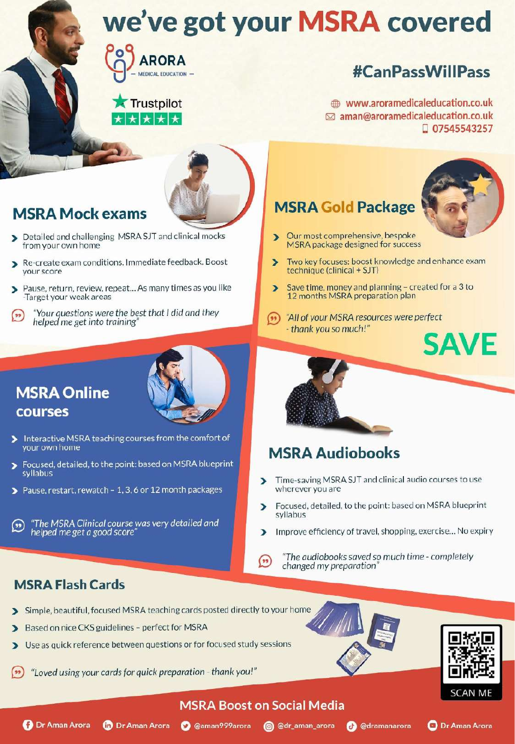# we've got your MSRA covered

ARORA
— MEDICAL EDUCATION —

Trustpilot ★★★★★

## #CanPassWillPass

www.aroramedicaleducation.co.uk
aman@aroramedicaleducation.co.uk
07545543257

## MSRA Mock exams

- Detailed and challenging MSRA SJT and clinical mocks from your own home
- Re-create exam conditions. Immediate feedback. Boost your score
- Pause, return, review, repeat... As many times as you like -Target your weak areas

*"Your questions were the best that I did and they helped me get into training"*

## MSRA Gold Package

- Our most comprehensive, bespoke MSRA package designed for success
- Two key focuses: boost knowledge and enhance exam technique (clinical + SJT)
- Save time, money and planning – created for a 3 to 12 months MSRA preparation plan

*"All of your MSRA resources were perfect - thank you so much!"*

**SAVE**

## MSRA Online courses

- Interactive MSRA teaching courses from the comfort of your own home
- Focused, detailed, to the point: based on MSRA blueprint syllabus
- Pause, restart, rewatch – 1, 3, 6 or 12 month packages

*"The MSRA Clinical course was very detailed and helped me get a good score"*

## MSRA Audiobooks

- Time-saving MSRA SJT and clinical audio courses to use wherever you are
- Focused, detailed, to the point: based on MSRA blueprint syllabus
- Improve efficiency of travel, shopping, exercise... No expiry

*"The audiobooks saved so much time - completely changed my preparation"*

## MSRA Flash Cards

- Simple, beautiful, focused MSRA teaching cards posted directly to your home
- Based on nice CKS guidelines – perfect for MSRA
- Use as quick reference between questions or for focused study sessions

*"Loved using your cards for quick preparation - thank you!"*

SCAN ME

## MSRA Boost on Social Media

Dr Aman Arora | Dr Aman Arora | @aman999arora | @dr_aman_arora | @dramanarora | Dr Aman Arora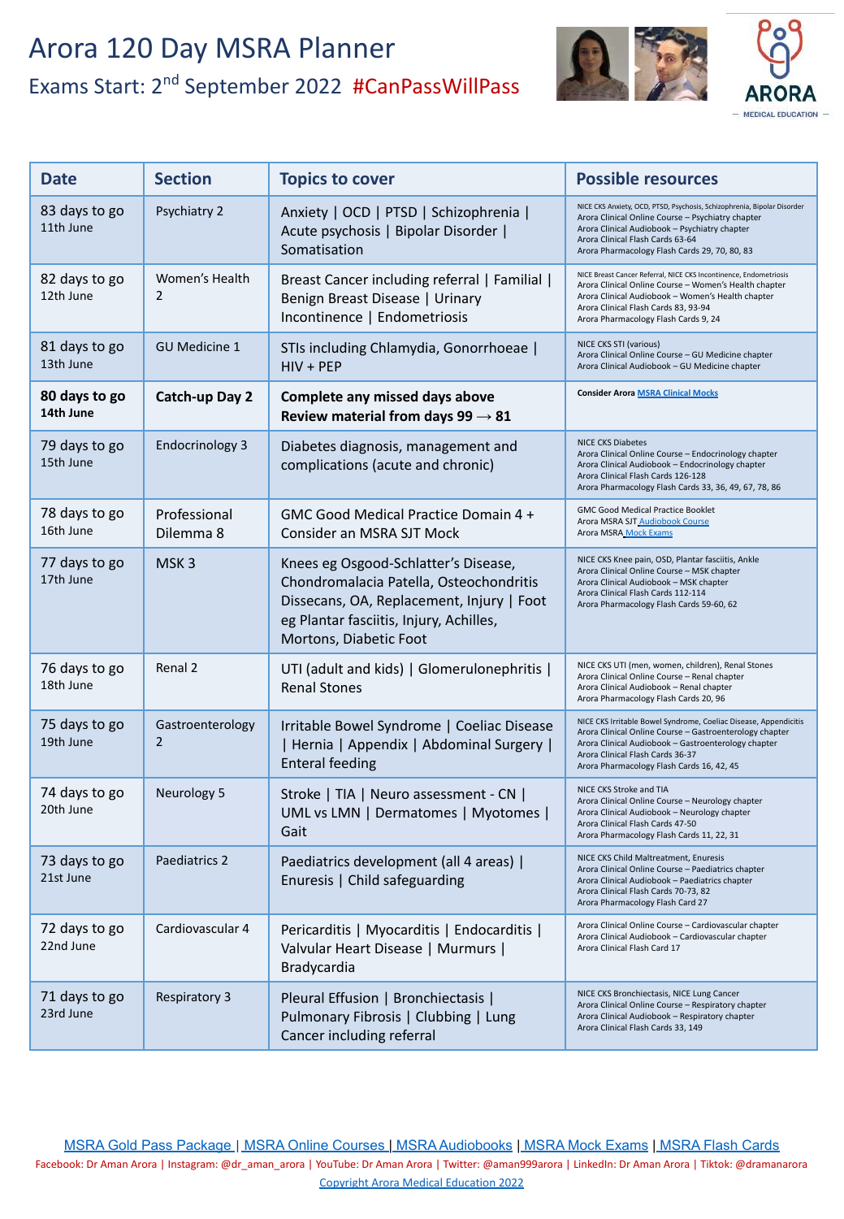# Arora 120 Day MSRA Planner

Exams Start: 2nd September 2022 #CanPassWillPass

ARORA — MEDICAL EDUCATION —

| Date | Section | Topics to cover | Possible resources |
|---|---|---|---|
| 83 days to go 11th June | Psychiatry 2 | Anxiety \| OCD \| PTSD \| Schizophrenia \| Acute psychosis \| Bipolar Disorder \| Somatisation | NICE CKS Anxiety, OCD, PTSD, Psychosis, Schizophrenia, Bipolar Disorder<br>Arora Clinical Online Course – Psychiatry chapter<br>Arora Clinical Audiobook – Psychiatry chapter<br>Arora Clinical Flash Cards 63-64<br>Arora Pharmacology Flash Cards 29, 70, 80, 83 |
| 82 days to go 12th June | Women's Health 2 | Breast Cancer including referral \| Familial \| Benign Breast Disease \| Urinary Incontinence \| Endometriosis | NICE Breast Cancer Referral, NICE CKS Incontinence, Endometriosis<br>Arora Clinical Online Course – Women's Health chapter<br>Arora Clinical Audiobook – Women's Health chapter<br>Arora Clinical Flash Cards 83, 93-94<br>Arora Pharmacology Flash Cards 9, 24 |
| 81 days to go 13th June | GU Medicine 1 | STIs including Chlamydia, Gonorrhoeae \| HIV + PEP | NICE CKS STI (various)<br>Arora Clinical Online Course – GU Medicine chapter<br>Arora Clinical Audiobook – GU Medicine chapter |
| **80 days to go 14th June** | **Catch-up Day 2** | **Complete any missed days above Review material from days 99 → 81** | **Consider Arora** [MSRA Clinical Mocks] |
| 79 days to go 15th June | Endocrinology 3 | Diabetes diagnosis, management and complications (acute and chronic) | NICE CKS Diabetes<br>Arora Clinical Online Course – Endocrinology chapter<br>Arora Clinical Audiobook – Endocrinology chapter<br>Arora Clinical Flash Cards 126-128<br>Arora Pharmacology Flash Cards 33, 36, 49, 67, 78, 86 |
| 78 days to go 16th June | Professional Dilemma 8 | GMC Good Medical Practice Domain 4 + Consider an MSRA SJT Mock | GMC Good Medical Practice Booklet<br>Arora MSRA SJT Audiobook Course<br>Arora MSRA Mock Exams |
| 77 days to go 17th June | MSK 3 | Knees eg Osgood-Schlatter's Disease, Chondromalacia Patella, Osteochondritis Dissecans, OA, Replacement, Injury \| Foot eg Plantar fasciitis, Injury, Achilles, Mortons, Diabetic Foot | NICE CKS Knee pain, OSD, Plantar fasciitis, Ankle<br>Arora Clinical Online Course – MSK chapter<br>Arora Clinical Audiobook – MSK chapter<br>Arora Clinical Flash Cards 112-114<br>Arora Pharmacology Flash Cards 59-60, 62 |
| 76 days to go 18th June | Renal 2 | UTI (adult and kids) \| Glomerulonephritis \| Renal Stones | NICE CKS UTI (men, women, children), Renal Stones<br>Arora Clinical Online Course – Renal chapter<br>Arora Clinical Audiobook – Renal chapter<br>Arora Pharmacology Flash Cards 20, 96 |
| 75 days to go 19th June | Gastroenterology 2 | Irritable Bowel Syndrome \| Coeliac Disease \| Hernia \| Appendix \| Abdominal Surgery \| Enteral feeding | NICE CKS Irritable Bowel Syndrome, Coeliac Disease, Appendicitis<br>Arora Clinical Online Course – Gastroenterology chapter<br>Arora Clinical Audiobook – Gastroenterology chapter<br>Arora Clinical Flash Cards 36-37<br>Arora Pharmacology Flash Cards 16, 42, 45 |
| 74 days to go 20th June | Neurology 5 | Stroke \| TIA \| Neuro assessment - CN \| UML vs LMN \| Dermatomes \| Myotomes \| Gait | NICE CKS Stroke and TIA<br>Arora Clinical Online Course – Neurology chapter<br>Arora Clinical Audiobook – Neurology chapter<br>Arora Clinical Flash Cards 47-50<br>Arora Pharmacology Flash Cards 11, 22, 31 |
| 73 days to go 21st June | Paediatrics 2 | Paediatrics development (all 4 areas) \| Enuresis \| Child safeguarding | NICE CKS Child Maltreatment, Enuresis<br>Arora Clinical Online Course – Paediatrics chapter<br>Arora Clinical Audiobook – Paediatrics chapter<br>Arora Clinical Flash Cards 70-73, 82<br>Arora Pharmacology Flash Card 27 |
| 72 days to go 22nd June | Cardiovascular 4 | Pericarditis \| Myocarditis \| Endocarditis \| Valvular Heart Disease \| Murmurs \| Bradycardia | Arora Clinical Online Course – Cardiovascular chapter<br>Arora Clinical Audiobook – Cardiovascular chapter<br>Arora Clinical Flash Card 17 |
| 71 days to go 23rd June | Respiratory 3 | Pleural Effusion \| Bronchiectasis \| Pulmonary Fibrosis \| Clubbing \| Lung Cancer including referral | NICE CKS Bronchiectasis, NICE Lung Cancer<br>Arora Clinical Online Course – Respiratory chapter<br>Arora Clinical Audiobook – Respiratory chapter<br>Arora Clinical Flash Cards 33, 149 |

MSRA Gold Pass Package | MSRA Online Courses | MSRA Audiobooks | MSRA Mock Exams | MSRA Flash Cards

Facebook: Dr Aman Arora | Instagram: @dr_aman_arora | YouTube: Dr Aman Arora | Twitter: @aman999arora | LinkedIn: Dr Aman Arora | Tiktok: @dramanarora

Copyright Arora Medical Education 2022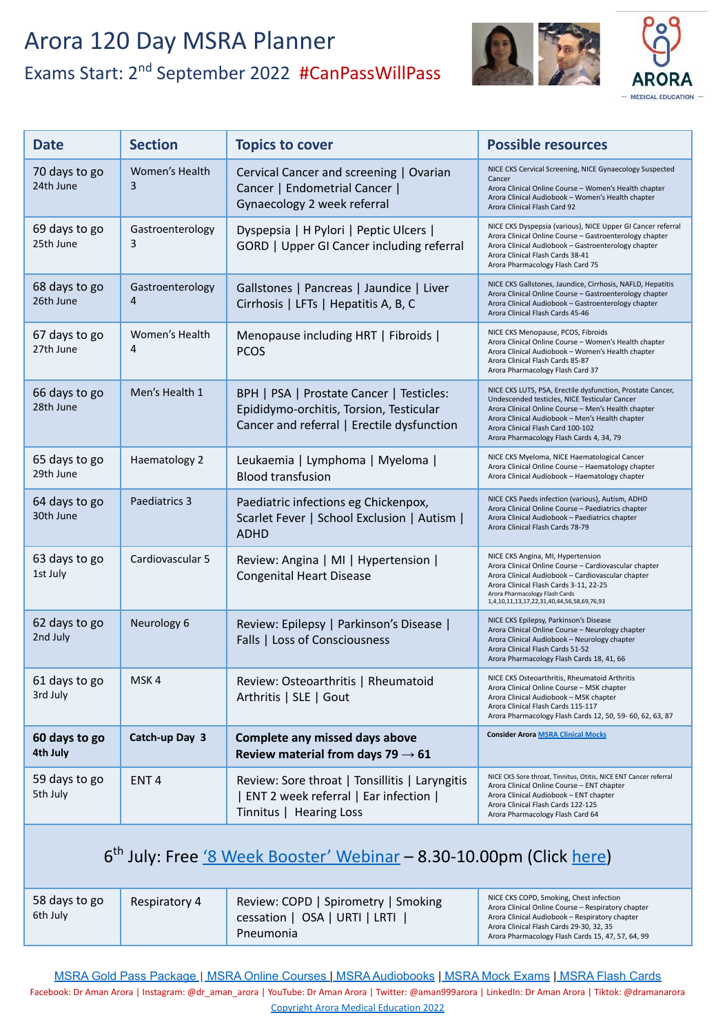# Arora 120 Day MSRA Planner

## Exams Start: 2nd September 2022 #CanPassWillPass

ARORA MEDICAL EDUCATION

| Date | Section | Topics to cover | Possible resources |
|---|---|---|---|
| 70 days to go 24th June | Women's Health 3 | Cervical Cancer and screening \| Ovarian Cancer \| Endometrial Cancer \| Gynaecology 2 week referral | NICE CKS Cervical Screening, NICE Gynaecology Suspected Cancer<br>Arora Clinical Online Course – Women's Health chapter<br>Arora Clinical Audiobook – Women's Health chapter<br>Arora Clinical Flash Card 92 |
| 69 days to go 25th June | Gastroenterology 3 | Dyspepsia \| H Pylori \| Peptic Ulcers \| GORD \| Upper GI Cancer including referral | NICE CKS Dyspepsia (various), NICE Upper GI Cancer referral<br>Arora Clinical Online Course – Gastroenterology chapter<br>Arora Clinical Audiobook – Gastroenterology chapter<br>Arora Clinical Flash Cards 38-41<br>Arora Pharmacology Flash Card 75 |
| 68 days to go 26th June | Gastroenterology 4 | Gallstones \| Pancreas \| Jaundice \| Liver Cirrhosis \| LFTs \| Hepatitis A, B, C | NICE CKS Gallstones, Jaundice, Cirrhosis, NAFLD, Hepatitis<br>Arora Clinical Online Course – Gastroenterology chapter<br>Arora Clinical Audiobook – Gastroenterology chapter<br>Arora Clinical Flash Cards 45-46 |
| 67 days to go 27th June | Women's Health 4 | Menopause including HRT \| Fibroids \| PCOS | NICE CKS Menopause, PCOS, Fibroids<br>Arora Clinical Online Course – Women's Health chapter<br>Arora Clinical Audiobook – Women's Health chapter<br>Arora Clinical Flash Cards 85-87<br>Arora Pharmacology Flash Card 37 |
| 66 days to go 28th June | Men's Health 1 | BPH \| PSA \| Prostate Cancer \| Testicles: Epididymo-orchitis, Torsion, Testicular Cancer and referral \| Erectile dysfunction | NICE CKS LUTS, PSA, Erectile dysfunction, Prostate Cancer, Undescended testicles, NICE Testicular Cancer<br>Arora Clinical Online Course – Men's Health chapter<br>Arora Clinical Audiobook – Men's Health chapter<br>Arora Clinical Flash Card 100-102<br>Arora Pharmacology Flash Cards 4, 34, 79 |
| 65 days to go 29th June | Haematology 2 | Leukaemia \| Lymphoma \| Myeloma \| Blood transfusion | NICE CKS Myeloma, NICE Haematological Cancer<br>Arora Clinical Online Course – Haematology chapter<br>Arora Clinical Audiobook – Haematology chapter |
| 64 days to go 30th June | Paediatrics 3 | Paediatric infections eg Chickenpox, Scarlet Fever \| School Exclusion \| Autism \| ADHD | NICE CKS Paeds infection (various), Autism, ADHD<br>Arora Clinical Online Course – Paediatrics chapter<br>Arora Clinical Audiobook – Paediatrics chapter<br>Arora Clinical Flash Cards 78-79 |
| 63 days to go 1st July | Cardiovascular 5 | Review: Angina \| MI \| Hypertension \| Congenital Heart Disease | NICE CKS Angina, MI, Hypertension<br>Arora Clinical Online Course – Cardiovascular chapter<br>Arora Clinical Audiobook – Cardiovascular chapter<br>Arora Clinical Flash Cards 3-11, 22-25<br>Arora Pharmacology Flash Cards 1,4,10,11,13,17,22,31,40,44,56,58,69,76,93 |
| 62 days to go 2nd July | Neurology 6 | Review: Epilepsy \| Parkinson's Disease \| Falls \| Loss of Consciousness | NICE CKS Epilepsy, Parkinson's Disease<br>Arora Clinical Online Course – Neurology chapter<br>Arora Clinical Audiobook – Neurology chapter<br>Arora Clinical Flash Cards 51-52<br>Arora Pharmacology Flash Cards 18, 41, 66 |
| 61 days to go 3rd July | MSK 4 | Review: Osteoarthritis \| Rheumatoid Arthritis \| SLE \| Gout | NICE CKS Osteoarthritis, Rheumatoid Arthritis<br>Arora Clinical Online Course – MSK chapter<br>Arora Clinical Audiobook – MSK chapter<br>Arora Clinical Flash Cards 115-117<br>Arora Pharmacology Flash Cards 12, 50, 59- 60, 62, 63, 87 |
| **60 days to go 4th July** | **Catch-up Day 3** | **Complete any missed days above Review material from days 79 → 61** | **Consider Arora** [MSRA Clinical Mocks] |
| 59 days to go 5th July | ENT 4 | Review: Sore throat \| Tonsillitis \| Laryngitis \| ENT 2 week referral \| Ear infection \| Tinnitus \| Hearing Loss | NICE CKS Sore throat, Tinnitus, Otitis, NICE ENT Cancer referral<br>Arora Clinical Online Course – ENT chapter<br>Arora Clinical Audiobook – ENT chapter<br>Arora Clinical Flash Cards 122-125<br>Arora Pharmacology Flash Card 64 |
| 6th July: Free '8 Week Booster' Webinar – 8.30-10.00pm (Click here) | | | |
| 58 days to go 6th July | Respiratory 4 | Review: COPD \| Spirometry \| Smoking cessation \| OSA \| URTI \| LRTI \| Pneumonia | NICE CKS COPD, Smoking, Chest infection<br>Arora Clinical Online Course – Respiratory chapter<br>Arora Clinical Audiobook – Respiratory chapter<br>Arora Clinical Flash Cards 29-30, 32, 35<br>Arora Pharmacology Flash Cards 15, 47, 57, 64, 99 |

MSRA Gold Pass Package | MSRA Online Courses | MSRA Audiobooks | MSRA Mock Exams | MSRA Flash Cards

Facebook: Dr Aman Arora | Instagram: @dr_aman_arora | YouTube: Dr Aman Arora | Twitter: @aman999arora | LinkedIn: Dr Aman Arora | Tiktok: @dramanarora

Copyright Arora Medical Education 2022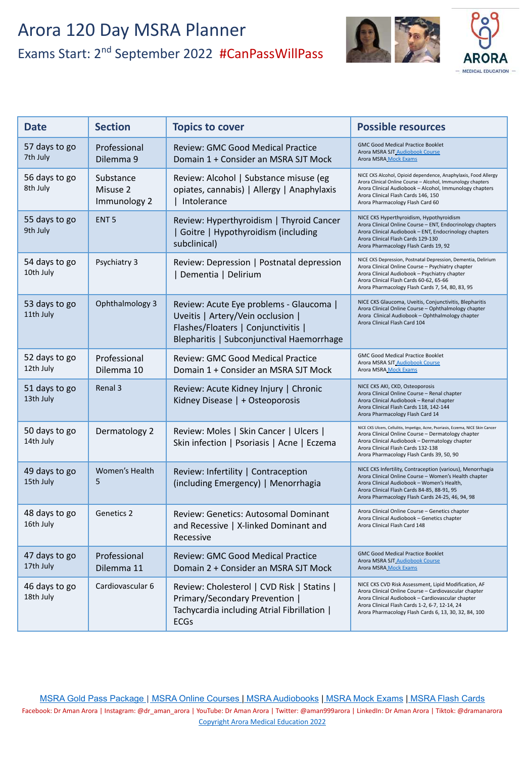# Arora 120 Day MSRA Planner

## Exams Start: 2nd September 2022 #CanPassWillPass

| Date | Section | Topics to cover | Possible resources |
|---|---|---|---|
| 57 days to go<br>7th July | Professional Dilemma 9 | Review: GMC Good Medical Practice Domain 1 + Consider an MSRA SJT Mock | GMC Good Medical Practice Booklet<br>Arora MSRA SJT Audiobook Course<br>Arora MSRA Mock Exams |
| 56 days to go<br>8th July | Substance Misuse 2<br>Immunology 2 | Review: Alcohol \| Substance misuse (eg opiates, cannabis) \| Allergy \| Anaphylaxis \| Intolerance | NICE CKS Alcohol, Opioid dependence, Anaphylaxis, Food Allergy<br>Arora Clinical Online Course – Alcohol, Immunology chapters<br>Arora Clinical Audiobook – Alcohol, Immunology chapters<br>Arora Clinical Flash Cards 146, 150<br>Arora Pharmacology Flash Card 60 |
| 55 days to go<br>9th July | ENT 5 | Review: Hyperthyroidism \| Thyroid Cancer \| Goitre \| Hypothyroidism (including subclinical) | NICE CKS Hyperthyroidism, Hypothyroidism<br>Arora Clinical Online Course – ENT, Endocrinology chapters<br>Arora Clinical Audiobook – ENT, Endocrinology chapters<br>Arora Clinical Flash Cards 129-130<br>Arora Pharmacology Flash Cards 19, 92 |
| 54 days to go<br>10th July | Psychiatry 3 | Review: Depression \| Postnatal depression \| Dementia \| Delirium | NICE CKS Depression, Postnatal Depression, Dementia, Delirium<br>Arora Clinical Online Course – Psychiatry chapter<br>Arora Clinical Audiobook – Psychiatry chapter<br>Arora Clinical Flash Cards 60-62, 65-66<br>Arora Pharmacology Flash Cards 7, 54, 80, 83, 95 |
| 53 days to go<br>11th July | Ophthalmology 3 | Review: Acute Eye problems - Glaucoma \| Uveitis \| Artery/Vein occlusion \| Flashes/Floaters \| Conjunctivitis \| Blepharitis \| Subconjunctival Haemorrhage | NICE CKS Glaucoma, Uveitis, Conjunctivitis, Blepharitis<br>Arora Clinical Online Course – Ophthalmology chapter<br>Arora Clinical Audiobook – Ophthalmology chapter<br>Arora Clinical Flash Card 104 |
| 52 days to go<br>12th July | Professional Dilemma 10 | Review: GMC Good Medical Practice Domain 1 + Consider an MSRA SJT Mock | GMC Good Medical Practice Booklet<br>Arora MSRA SJT Audiobook Course<br>Arora MSRA Mock Exams |
| 51 days to go<br>13th July | Renal 3 | Review: Acute Kidney Injury \| Chronic Kidney Disease \| + Osteoporosis | NICE CKS AKI, CKD, Osteoporosis<br>Arora Clinical Online Course – Renal chapter<br>Arora Clinical Audiobook – Renal chapter<br>Arora Clinical Flash Cards 118, 142-144<br>Arora Pharmacology Flash Card 14 |
| 50 days to go<br>14th July | Dermatology 2 | Review: Moles \| Skin Cancer \| Ulcers \| Skin infection \| Psoriasis \| Acne \| Eczema | NICE CKS Ulcers, Cellulitis, Impetigo, Acne, Psoriasis, Eczema, NICE Skin Cancer<br>Arora Clinical Online Course – Dermatology chapter<br>Arora Clinical Audiobook – Dermatology chapter<br>Arora Clinical Flash Cards 132-138<br>Arora Pharmacology Flash Cards 39, 50, 90 |
| 49 days to go<br>15th July | Women's Health 5 | Review: Infertility \| Contraception (including Emergency) \| Menorrhagia | NICE CKS Infertility, Contraception (various), Menorrhagia<br>Arora Clinical Online Course – Women's Health chapter<br>Arora Clinical Audiobook – Women's Health,<br>Arora Clinical Flash Cards 84-85, 88-91, 95<br>Arora Pharmacology Flash Cards 24-25, 46, 94, 98 |
| 48 days to go<br>16th July | Genetics 2 | Review: Genetics: Autosomal Dominant and Recessive \| X-linked Dominant and Recessive | Arora Clinical Online Course – Genetics chapter<br>Arora Clinical Audiobook – Genetics chapter<br>Arora Clinical Flash Card 148 |
| 47 days to go<br>17th July | Professional Dilemma 11 | Review: GMC Good Medical Practice Domain 2 + Consider an MSRA SJT Mock | GMC Good Medical Practice Booklet<br>Arora MSRA SJT Audiobook Course<br>Arora MSRA Mock Exams |
| 46 days to go<br>18th July | Cardiovascular 6 | Review: Cholesterol \| CVD Risk \| Statins \| Primary/Secondary Prevention \| Tachycardia including Atrial Fibrillation \| ECGs | NICE CKS CVD Risk Assessment, Lipid Modification, AF<br>Arora Clinical Online Course – Cardiovascular chapter<br>Arora Clinical Audiobook – Cardiovascular chapter<br>Arora Clinical Flash Cards 1-2, 6-7, 12-14, 24<br>Arora Pharmacology Flash Cards 6, 13, 30, 32, 84, 100 |

MSRA Gold Pass Package | MSRA Online Courses | MSRA Audiobooks | MSRA Mock Exams | MSRA Flash Cards

Facebook: Dr Aman Arora | Instagram: @dr_aman_arora | YouTube: Dr Aman Arora | Twitter: @aman999arora | LinkedIn: Dr Aman Arora | Tiktok: @dramanarora

Copyright Arora Medical Education 2022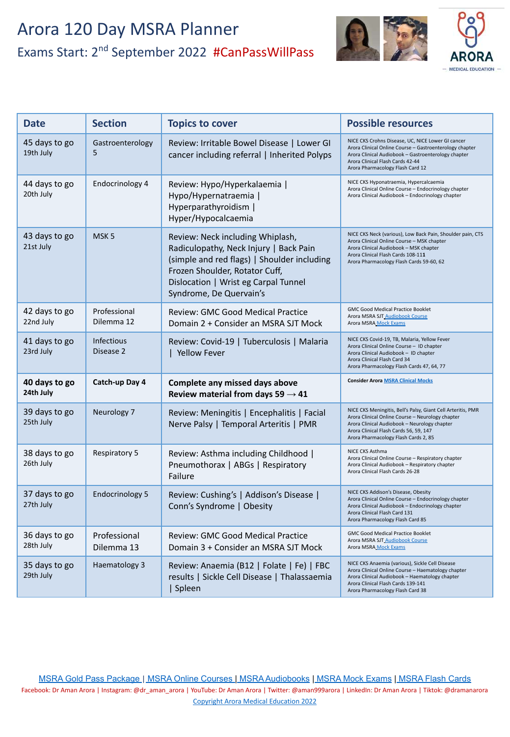# Arora 120 Day MSRA Planner

## Exams Start: 2nd September 2022 #CanPassWillPass

ARORA MEDICAL EDUCATION

| Date | Section | Topics to cover | Possible resources |
|---|---|---|---|
| 45 days to go<br>19th July | Gastroenterology 5 | Review: Irritable Bowel Disease \| Lower GI cancer including referral \| Inherited Polyps | NICE CKS Crohns Disease, UC, NICE Lower GI cancer<br>Arora Clinical Online Course – Gastroenterology chapter<br>Arora Clinical Audiobook – Gastroenterology chapter<br>Arora Clinical Flash Cards 42-44<br>Arora Pharmacology Flash Card 12 |
| 44 days to go<br>20th July | Endocrinology 4 | Review: Hypo/Hyperkalaemia \| Hypo/Hypernatraemia \| Hyperparathyroidism \| Hyper/Hypocalcaemia | NICE CKS Hyponatraemia, Hypercalcaemia<br>Arora Clinical Online Course – Endocrinology chapter<br>Arora Clinical Audiobook – Endocrinology chapter |
| 43 days to go<br>21st July | MSK 5 | Review: Neck including Whiplash, Radiculopathy, Neck Injury \| Back Pain (simple and red flags) \| Shoulder including Frozen Shoulder, Rotator Cuff, Dislocation \| Wrist eg Carpal Tunnel Syndrome, De Quervain's | NICE CKS Neck (various), Low Back Pain, Shoulder pain, CTS<br>Arora Clinical Online Course – MSK chapter<br>Arora Clinical Audiobook – MSK chapter<br>Arora Clinical Flash Cards 108-111<br>Arora Pharmacology Flash Cards 59-60, 62 |
| 42 days to go<br>22nd July | Professional Dilemma 12 | Review: GMC Good Medical Practice Domain 2 + Consider an MSRA SJT Mock | GMC Good Medical Practice Booklet<br>Arora MSRA SJT Audiobook Course<br>Arora MSRA Mock Exams |
| 41 days to go<br>23rd July | Infectious Disease 2 | Review: Covid-19 \| Tuberculosis \| Malaria \| Yellow Fever | NICE CKS Covid-19, TB, Malaria, Yellow Fever<br>Arora Clinical Online Course – ID chapter<br>Arora Clinical Audiobook – ID chapter<br>Arora Clinical Flash Card 34<br>Arora Pharmacology Flash Cards 47, 64, 77 |
| **40 days to go<br>24th July** | **Catch-up Day 4** | **Complete any missed days above<br>Review material from days 59 → 41** | **Consider Arora MSRA Clinical Mocks** |
| 39 days to go<br>25th July | Neurology 7 | Review: Meningitis \| Encephalitis \| Facial Nerve Palsy \| Temporal Arteritis \| PMR | NICE CKS Meningitis, Bell's Palsy, Giant Cell Arteritis, PMR<br>Arora Clinical Online Course – Neurology chapter<br>Arora Clinical Audiobook – Neurology chapter<br>Arora Clinical Flash Cards 56, 59, 147<br>Arora Pharmacology Flash Cards 2, 85 |
| 38 days to go<br>26th July | Respiratory 5 | Review: Asthma including Childhood \| Pneumothorax \| ABGs \| Respiratory Failure | NICE CKS Asthma<br>Arora Clinical Online Course – Respiratory chapter<br>Arora Clinical Audiobook – Respiratory chapter<br>Arora Clinical Flash Cards 26-28 |
| 37 days to go<br>27th July | Endocrinology 5 | Review: Cushing's \| Addison's Disease \| Conn's Syndrome \| Obesity | NICE CKS Addison's Disease, Obesity<br>Arora Clinical Online Course – Endocrinology chapter<br>Arora Clinical Audiobook – Endocrinology chapter<br>Arora Clinical Flash Card 131<br>Arora Pharmacology Flash Card 85 |
| 36 days to go<br>28th July | Professional Dilemma 13 | Review: GMC Good Medical Practice Domain 3 + Consider an MSRA SJT Mock | GMC Good Medical Practice Booklet<br>Arora MSRA SJT Audiobook Course<br>Arora MSRA Mock Exams |
| 35 days to go<br>29th July | Haematology 3 | Review: Anaemia (B12 \| Folate \| Fe) \| FBC results \| Sickle Cell Disease \| Thalassaemia \| Spleen | NICE CKS Anaemia (various), Sickle Cell Disease<br>Arora Clinical Online Course – Haematology chapter<br>Arora Clinical Audiobook – Haematology chapter<br>Arora Clinical Flash Cards 139-141<br>Arora Pharmacology Flash Card 38 |

MSRA Gold Pass Package | MSRA Online Courses | MSRA Audiobooks | MSRA Mock Exams | MSRA Flash Cards

Facebook: Dr Aman Arora | Instagram: @dr_aman_arora | YouTube: Dr Aman Arora | Twitter: @aman999arora | LinkedIn: Dr Aman Arora | Tiktok: @dramanarora

Copyright Arora Medical Education 2022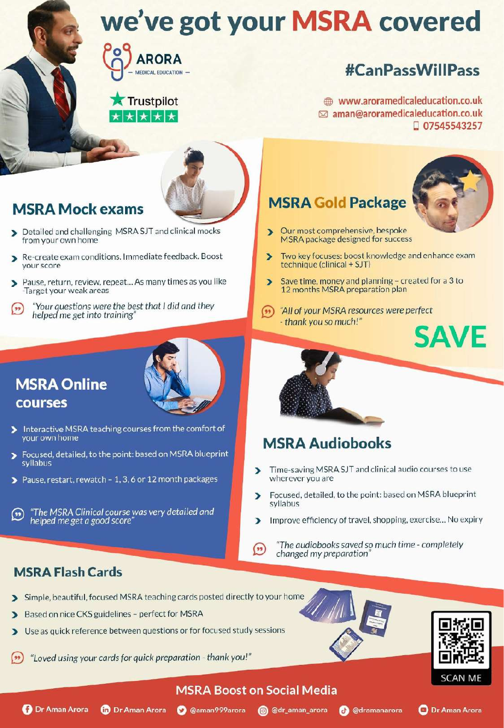# we've got your MSRA covered

ARORA — MEDICAL EDUCATION —

Trustpilot ★★★★★

## #CanPassWillPass

www.aroramedicaleducation.co.uk
aman@aroramedicaleducation.co.uk
07545543257

## MSRA Mock exams

- Detailed and challenging MSRA SJT and clinical mocks from your own home
- Re-create exam conditions. Immediate feedback. Boost your score
- Pause, return, review, repeat... As many times as you like -Target your weak areas

*"Your questions were the best that I did and they helped me get into training"*

## MSRA Gold Package

- Our most comprehensive, bespoke MSRA package designed for success
- Two key focuses: boost knowledge and enhance exam technique (clinical + SJT)
- Save time, money and planning – created for a 3 to 12 months MSRA preparation plan

*"All of your MSRA resources were perfect - thank you so much!"*

**SAVE**

## MSRA Online courses

- Interactive MSRA teaching courses from the comfort of your own home
- Focused, detailed, to the point: based on MSRA blueprint syllabus
- Pause, restart, rewatch – 1, 3, 6 or 12 month packages

*"The MSRA Clinical course was very detailed and helped me get a good score"*

## MSRA Audiobooks

- Time-saving MSRA SJT and clinical audio courses to use wherever you are
- Focused, detailed, to the point: based on MSRA blueprint syllabus
- Improve efficiency of travel, shopping, exercise... No expiry

*"The audiobooks saved so much time - completely changed my preparation"*

## MSRA Flash Cards

- Simple, beautiful, focused MSRA teaching cards posted directly to your home
- Based on nice CKS guidelines – perfect for MSRA
- Use as quick reference between questions or for focused study sessions

*"Loved using your cards for quick preparation - thank you!"*

SCAN ME

### MSRA Boost on Social Media

Dr Aman Arora | Dr Aman Arora | @aman999arora | @dr_aman_arora | @dramanarora | Dr Aman Arora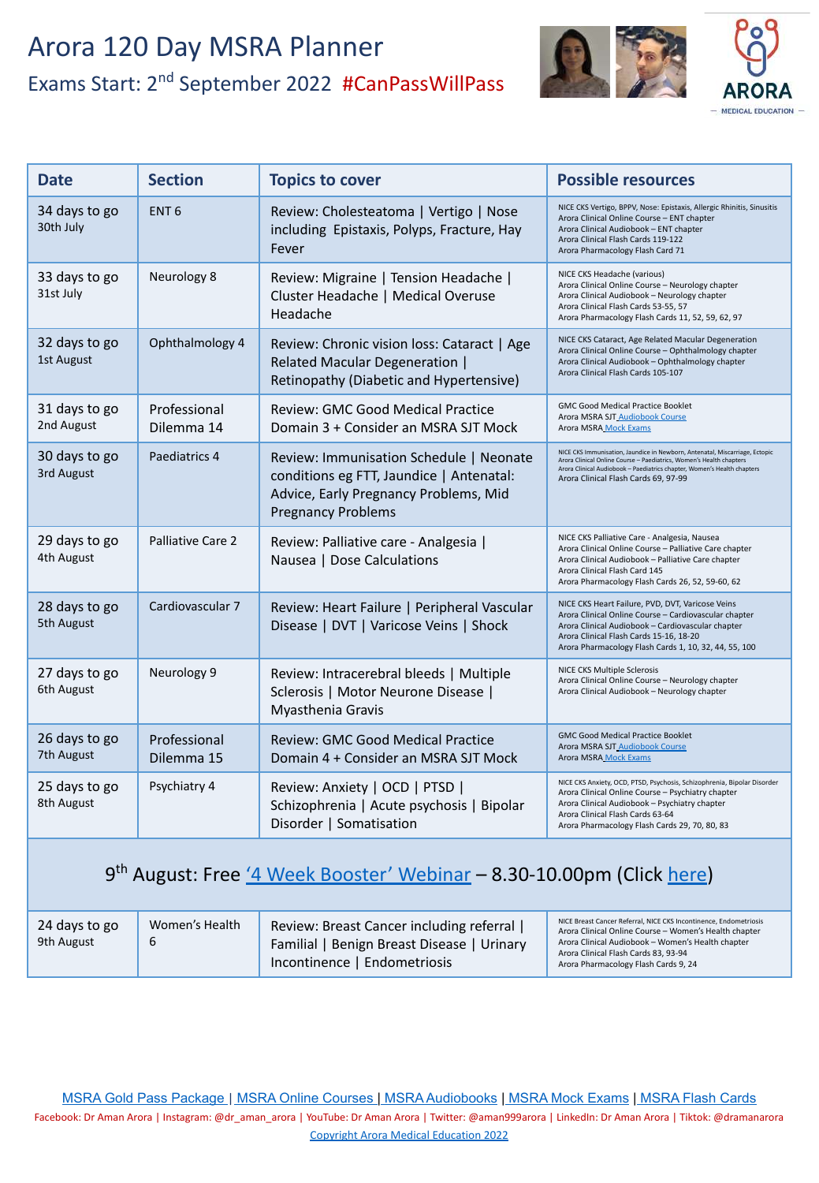# Arora 120 Day MSRA Planner

## Exams Start: 2nd September 2022 #CanPassWillPass

ARORA MEDICAL EDUCATION

| Date | Section | Topics to cover | Possible resources |
|---|---|---|---|
| 34 days to go<br>30th July | ENT 6 | Review: Cholesteatoma \| Vertigo \| Nose including Epistaxis, Polyps, Fracture, Hay Fever | NICE CKS Vertigo, BPPV, Nose: Epistaxis, Allergic Rhinitis, Sinusitis<br>Arora Clinical Online Course – ENT chapter<br>Arora Clinical Audiobook – ENT chapter<br>Arora Clinical Flash Cards 119-122<br>Arora Pharmacology Flash Card 71 |
| 33 days to go<br>31st July | Neurology 8 | Review: Migraine \| Tension Headache \| Cluster Headache \| Medical Overuse Headache | NICE CKS Headache (various)<br>Arora Clinical Online Course – Neurology chapter<br>Arora Clinical Audiobook – Neurology chapter<br>Arora Clinical Flash Cards 53-55, 57<br>Arora Pharmacology Flash Cards 11, 52, 59, 62, 97 |
| 32 days to go<br>1st August | Ophthalmology 4 | Review: Chronic vision loss: Cataract \| Age Related Macular Degeneration \| Retinopathy (Diabetic and Hypertensive) | NICE CKS Cataract, Age Related Macular Degeneration<br>Arora Clinical Online Course – Ophthalmology chapter<br>Arora Clinical Audiobook – Ophthalmology chapter<br>Arora Clinical Flash Cards 105-107 |
| 31 days to go<br>2nd August | Professional Dilemma 14 | Review: GMC Good Medical Practice Domain 3 + Consider an MSRA SJT Mock | GMC Good Medical Practice Booklet<br>Arora MSRA SJT Audiobook Course<br>Arora MSRA Mock Exams |
| 30 days to go<br>3rd August | Paediatrics 4 | Review: Immunisation Schedule \| Neonate conditions eg FTT, Jaundice \| Antenatal: Advice, Early Pregnancy Problems, Mid Pregnancy Problems | NICE CKS Immunisation, Jaundice in Newborn, Antenatal, Miscarriage, Ectopic<br>Arora Clinical Online Course – Paediatrics, Women's Health chapters<br>Arora Clinical Audiobook – Paediatrics chapter, Women's Health chapters<br>Arora Clinical Flash Cards 69, 97-99 |
| 29 days to go<br>4th August | Palliative Care 2 | Review: Palliative care - Analgesia \| Nausea \| Dose Calculations | NICE CKS Palliative Care - Analgesia, Nausea<br>Arora Clinical Online Course – Palliative Care chapter<br>Arora Clinical Audiobook – Palliative Care chapter<br>Arora Clinical Flash Card 145<br>Arora Pharmacology Flash Cards 26, 52, 59-60, 62 |
| 28 days to go<br>5th August | Cardiovascular 7 | Review: Heart Failure \| Peripheral Vascular Disease \| DVT \| Varicose Veins \| Shock | NICE CKS Heart Failure, PVD, DVT, Varicose Veins<br>Arora Clinical Online Course – Cardiovascular chapter<br>Arora Clinical Audiobook – Cardiovascular chapter<br>Arora Clinical Flash Cards 15-16, 18-20<br>Arora Pharmacology Flash Cards 1, 10, 32, 44, 55, 100 |
| 27 days to go<br>6th August | Neurology 9 | Review: Intracerebral bleeds \| Multiple Sclerosis \| Motor Neurone Disease \| Myasthenia Gravis | NICE CKS Multiple Sclerosis<br>Arora Clinical Online Course – Neurology chapter<br>Arora Clinical Audiobook – Neurology chapter |
| 26 days to go<br>7th August | Professional Dilemma 15 | Review: GMC Good Medical Practice Domain 4 + Consider an MSRA SJT Mock | GMC Good Medical Practice Booklet<br>Arora MSRA SJT Audiobook Course<br>Arora MSRA Mock Exams |
| 25 days to go<br>8th August | Psychiatry 4 | Review: Anxiety \| OCD \| PTSD \| Schizophrenia \| Acute psychosis \| Bipolar Disorder \| Somatisation | NICE CKS Anxiety, OCD, PTSD, Psychosis, Schizophrenia, Bipolar Disorder<br>Arora Clinical Online Course – Psychiatry chapter<br>Arora Clinical Audiobook – Psychiatry chapter<br>Arora Clinical Flash Cards 63-64<br>Arora Pharmacology Flash Cards 29, 70, 80, 83 |
| 9th August: Free '4 Week Booster' Webinar – 8.30-10.00pm (Click here) | | | |
| 24 days to go<br>9th August | Women's Health 6 | Review: Breast Cancer including referral \| Familial \| Benign Breast Disease \| Urinary Incontinence \| Endometriosis | NICE Breast Cancer Referral, NICE CKS Incontinence, Endometriosis<br>Arora Clinical Online Course – Women's Health chapter<br>Arora Clinical Audiobook – Women's Health chapter<br>Arora Clinical Flash Cards 83, 93-94<br>Arora Pharmacology Flash Cards 9, 24 |

MSRA Gold Pass Package | MSRA Online Courses | MSRA Audiobooks | MSRA Mock Exams | MSRA Flash Cards

Facebook: Dr Aman Arora | Instagram: @dr_aman_arora | YouTube: Dr Aman Arora | Twitter: @aman999arora | LinkedIn: Dr Aman Arora | Tiktok: @dramanarora

Copyright Arora Medical Education 2022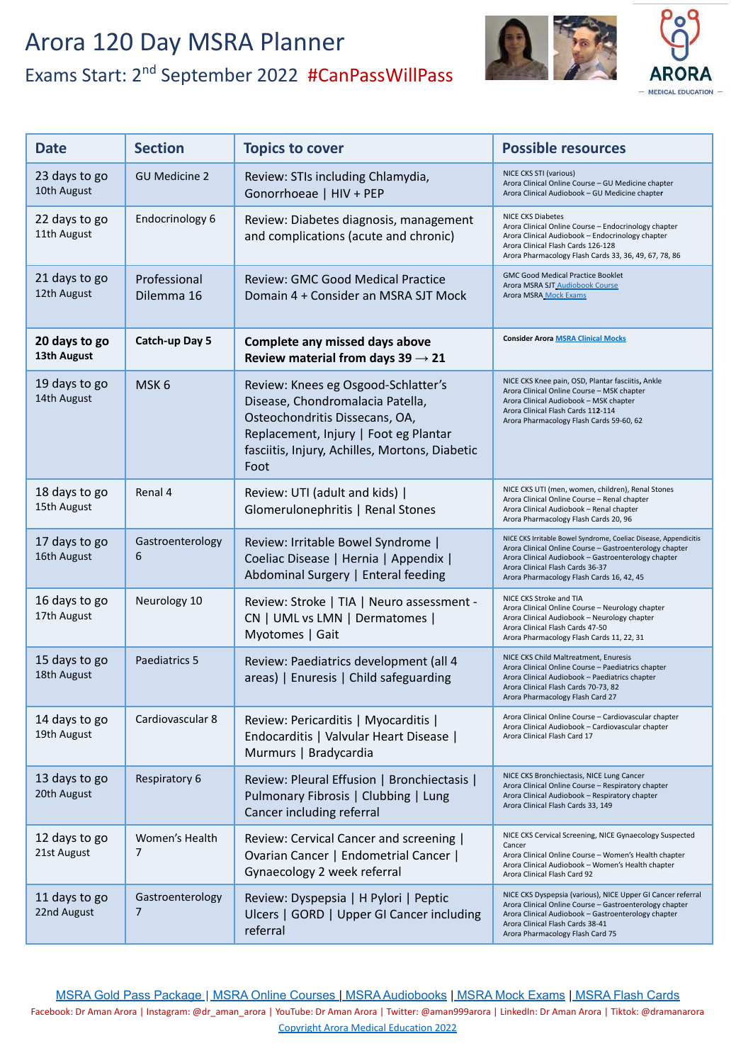# Arora 120 Day MSRA Planner

## Exams Start: 2nd September 2022 #CanPassWillPass

ARORA — MEDICAL EDUCATION —

| Date | Section | Topics to cover | Possible resources |
|---|---|---|---|
| 23 days to go<br>10th August | GU Medicine 2 | Review: STIs including Chlamydia, Gonorrhoeae \| HIV + PEP | NICE CKS STI (various)<br>Arora Clinical Online Course – GU Medicine chapter<br>Arora Clinical Audiobook – GU Medicine chapter |
| 22 days to go<br>11th August | Endocrinology 6 | Review: Diabetes diagnosis, management and complications (acute and chronic) | NICE CKS Diabetes<br>Arora Clinical Online Course – Endocrinology chapter<br>Arora Clinical Audiobook – Endocrinology chapter<br>Arora Clinical Flash Cards 126-128<br>Arora Pharmacology Flash Cards 33, 36, 49, 67, 78, 86 |
| 21 days to go<br>12th August | Professional Dilemma 16 | Review: GMC Good Medical Practice Domain 4 + Consider an MSRA SJT Mock | GMC Good Medical Practice Booklet<br>Arora MSRA SJT Audiobook Course<br>Arora MSRA Mock Exams |
| **20 days to go**<br>**13th August** | **Catch-up Day 5** | **Complete any missed days above**<br>**Review material from days 39 → 21** | **Consider Arora MSRA Clinical Mocks** |
| 19 days to go<br>14th August | MSK 6 | Review: Knees eg Osgood-Schlatter's Disease, Chondromalacia Patella, Osteochondritis Dissecans, OA, Replacement, Injury \| Foot eg Plantar fasciitis, Injury, Achilles, Mortons, Diabetic Foot | NICE CKS Knee pain, OSD, Plantar fasciitis, Ankle<br>Arora Clinical Online Course – MSK chapter<br>Arora Clinical Audiobook – MSK chapter<br>Arora Clinical Flash Cards 112-114<br>Arora Pharmacology Flash Cards 59-60, 62 |
| 18 days to go<br>15th August | Renal 4 | Review: UTI (adult and kids) \| Glomerulonephritis \| Renal Stones | NICE CKS UTI (men, women, children), Renal Stones<br>Arora Clinical Online Course – Renal chapter<br>Arora Clinical Audiobook – Renal chapter<br>Arora Pharmacology Flash Cards 20, 96 |
| 17 days to go<br>16th August | Gastroenterology 6 | Review: Irritable Bowel Syndrome \| Coeliac Disease \| Hernia \| Appendix \| Abdominal Surgery \| Enteral feeding | NICE CKS Irritable Bowel Syndrome, Coeliac Disease, Appendicitis<br>Arora Clinical Online Course – Gastroenterology chapter<br>Arora Clinical Audiobook – Gastroenterology chapter<br>Arora Clinical Flash Cards 36-37<br>Arora Pharmacology Flash Cards 16, 42, 45 |
| 16 days to go<br>17th August | Neurology 10 | Review: Stroke \| TIA \| Neuro assessment - CN \| UML vs LMN \| Dermatomes \| Myotomes \| Gait | NICE CKS Stroke and TIA<br>Arora Clinical Online Course – Neurology chapter<br>Arora Clinical Audiobook – Neurology chapter<br>Arora Clinical Flash Cards 47-50<br>Arora Pharmacology Flash Cards 11, 22, 31 |
| 15 days to go<br>18th August | Paediatrics 5 | Review: Paediatrics development (all 4 areas) \| Enuresis \| Child safeguarding | NICE CKS Child Maltreatment, Enuresis<br>Arora Clinical Online Course – Paediatrics chapter<br>Arora Clinical Audiobook – Paediatrics chapter<br>Arora Clinical Flash Cards 70-73, 82<br>Arora Pharmacology Flash Card 27 |
| 14 days to go<br>19th August | Cardiovascular 8 | Review: Pericarditis \| Myocarditis \| Endocarditis \| Valvular Heart Disease \| Murmurs \| Bradycardia | Arora Clinical Online Course – Cardiovascular chapter<br>Arora Clinical Audiobook – Cardiovascular chapter<br>Arora Clinical Flash Card 17 |
| 13 days to go<br>20th August | Respiratory 6 | Review: Pleural Effusion \| Bronchiectasis \| Pulmonary Fibrosis \| Clubbing \| Lung Cancer including referral | NICE CKS Bronchiectasis, NICE Lung Cancer<br>Arora Clinical Online Course – Respiratory chapter<br>Arora Clinical Audiobook – Respiratory chapter<br>Arora Clinical Flash Cards 33, 149 |
| 12 days to go<br>21st August | Women's Health 7 | Review: Cervical Cancer and screening \| Ovarian Cancer \| Endometrial Cancer \| Gynaecology 2 week referral | NICE CKS Cervical Screening, NICE Gynaecology Suspected Cancer<br>Arora Clinical Online Course – Women's Health chapter<br>Arora Clinical Audiobook – Women's Health chapter<br>Arora Clinical Flash Card 92 |
| 11 days to go<br>22nd August | Gastroenterology 7 | Review: Dyspepsia \| H Pylori \| Peptic Ulcers \| GORD \| Upper GI Cancer including referral | NICE CKS Dyspepsia (various), NICE Upper GI Cancer referral<br>Arora Clinical Online Course – Gastroenterology chapter<br>Arora Clinical Audiobook – Gastroenterology chapter<br>Arora Clinical Flash Cards 38-41<br>Arora Pharmacology Flash Card 75 |

MSRA Gold Pass Package | MSRA Online Courses | MSRA Audiobooks | MSRA Mock Exams | MSRA Flash Cards

Facebook: Dr Aman Arora | Instagram: @dr_aman_arora | YouTube: Dr Aman Arora | Twitter: @aman999arora | LinkedIn: Dr Aman Arora | Tiktok: @dramanarora

Copyright Arora Medical Education 2022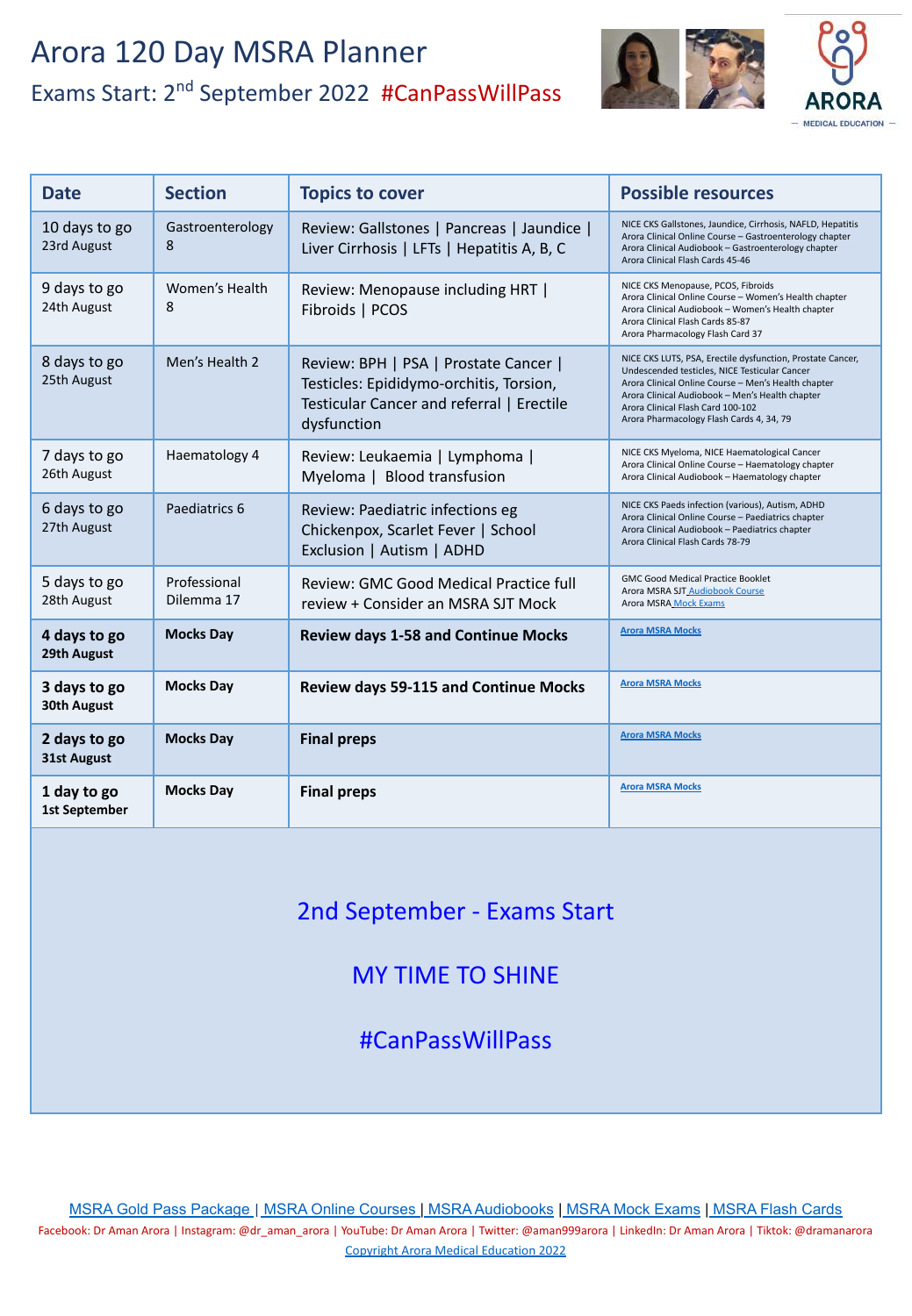# Arora 120 Day MSRA Planner

Exams Start: 2nd September 2022 #CanPassWillPass

ARORA MEDICAL EDUCATION

| Date | Section | Topics to cover | Possible resources |
|---|---|---|---|
| 10 days to go<br>23rd August | Gastroenterology 8 | Review: Gallstones \| Pancreas \| Jaundice \| Liver Cirrhosis \| LFTs \| Hepatitis A, B, C | NICE CKS Gallstones, Jaundice, Cirrhosis, NAFLD, Hepatitis<br>Arora Clinical Online Course – Gastroenterology chapter<br>Arora Clinical Audiobook – Gastroenterology chapter<br>Arora Clinical Flash Cards 45-46 |
| 9 days to go<br>24th August | Women's Health 8 | Review: Menopause including HRT \| Fibroids \| PCOS | NICE CKS Menopause, PCOS, Fibroids<br>Arora Clinical Online Course – Women's Health chapter<br>Arora Clinical Audiobook – Women's Health chapter<br>Arora Clinical Flash Cards 85-87<br>Arora Pharmacology Flash Card 37 |
| 8 days to go<br>25th August | Men's Health 2 | Review: BPH \| PSA \| Prostate Cancer \| Testicles: Epididymo-orchitis, Torsion, Testicular Cancer and referral \| Erectile dysfunction | NICE CKS LUTS, PSA, Erectile dysfunction, Prostate Cancer, Undescended testicles, NICE Testicular Cancer<br>Arora Clinical Online Course – Men's Health chapter<br>Arora Clinical Audiobook – Men's Health chapter<br>Arora Clinical Flash Card 100-102<br>Arora Pharmacology Flash Cards 4, 34, 79 |
| 7 days to go<br>26th August | Haematology 4 | Review: Leukaemia \| Lymphoma \| Myeloma \| Blood transfusion | NICE CKS Myeloma, NICE Haematological Cancer<br>Arora Clinical Online Course – Haematology chapter<br>Arora Clinical Audiobook – Haematology chapter |
| 6 days to go<br>27th August | Paediatrics 6 | Review: Paediatric infections eg Chickenpox, Scarlet Fever \| School Exclusion \| Autism \| ADHD | NICE CKS Paeds infection (various), Autism, ADHD<br>Arora Clinical Online Course – Paediatrics chapter<br>Arora Clinical Audiobook – Paediatrics chapter<br>Arora Clinical Flash Cards 78-79 |
| 5 days to go<br>28th August | Professional Dilemma 17 | Review: GMC Good Medical Practice full review + Consider an MSRA SJT Mock | GMC Good Medical Practice Booklet<br>Arora MSRA SJT Audiobook Course<br>Arora MSRA Mock Exams |
| **4 days to go<br>29th August** | **Mocks Day** | **Review days 1-58 and Continue Mocks** | Arora MSRA Mocks |
| **3 days to go<br>30th August** | **Mocks Day** | **Review days 59-115 and Continue Mocks** | Arora MSRA Mocks |
| **2 days to go<br>31st August** | **Mocks Day** | **Final preps** | Arora MSRA Mocks |
| **1 day to go<br>1st September** | **Mocks Day** | **Final preps** | Arora MSRA Mocks |

2nd September - Exams Start

MY TIME TO SHINE

#CanPassWillPass

MSRA Gold Pass Package | MSRA Online Courses | MSRA Audiobooks | MSRA Mock Exams | MSRA Flash Cards

Facebook: Dr Aman Arora | Instagram: @dr_aman_arora | YouTube: Dr Aman Arora | Twitter: @aman999arora | LinkedIn: Dr Aman Arora | Tiktok: @dramanarora

Copyright Arora Medical Education 2022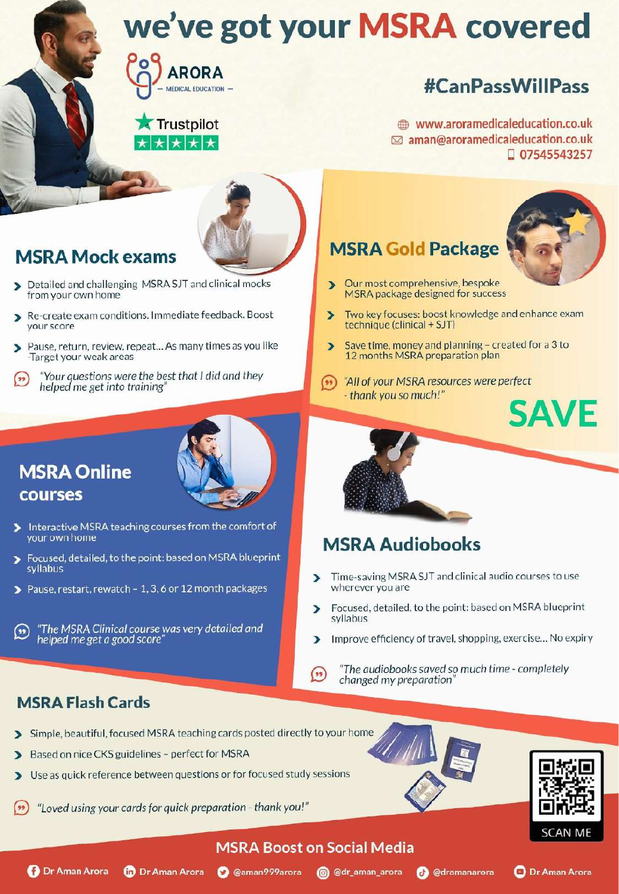# we've got your MSRA covered

ARORA
— MEDICAL EDUCATION —

Trustpilot ★★★★★

## #CanPassWillPass

www.aroramedicaleducation.co.uk
aman@aroramedicaleducation.co.uk
07545543257

## MSRA Mock exams

- Detailed and challenging MSRA SJT and clinical mocks from your own home
- Re-create exam conditions. Immediate feedback. Boost your score
- Pause, return, review, repeat... As many times as you like -Target your weak areas

*"Your questions were the best that I did and they helped me get into training"*

## MSRA Gold Package

- Our most comprehensive, bespoke MSRA package designed for success
- Two key focuses: boost knowledge and enhance exam technique (clinical + SJT)
- Save time, money and planning – created for a 3 to 12 months MSRA preparation plan

*"All of your MSRA resources were perfect - thank you so much!"*

**SAVE**

## MSRA Online courses

- Interactive MSRA teaching courses from the comfort of your own home
- Focused, detailed, to the point: based on MSRA blueprint syllabus
- Pause, restart, rewatch – 1, 3, 6 or 12 month packages

*"The MSRA Clinical course was very detailed and helped me get a good score"*

## MSRA Audiobooks

- Time-saving MSRA SJT and clinical audio courses to use wherever you are
- Focused, detailed, to the point: based on MSRA blueprint syllabus
- Improve efficiency of travel, shopping, exercise... No expiry

*"The audiobooks saved so much time - completely changed my preparation"*

## MSRA Flash Cards

- Simple, beautiful, focused MSRA teaching cards posted directly to your home
- Based on nice CKS guidelines – perfect for MSRA
- Use as quick reference between questions or for focused study sessions

*"Loved using your cards for quick preparation - thank you!"*

SCAN ME

### MSRA Boost on Social Media

Dr Aman Arora | Dr Aman Arora | @aman999arora | @dr_aman_arora | @dramanarora | Dr Aman Arora